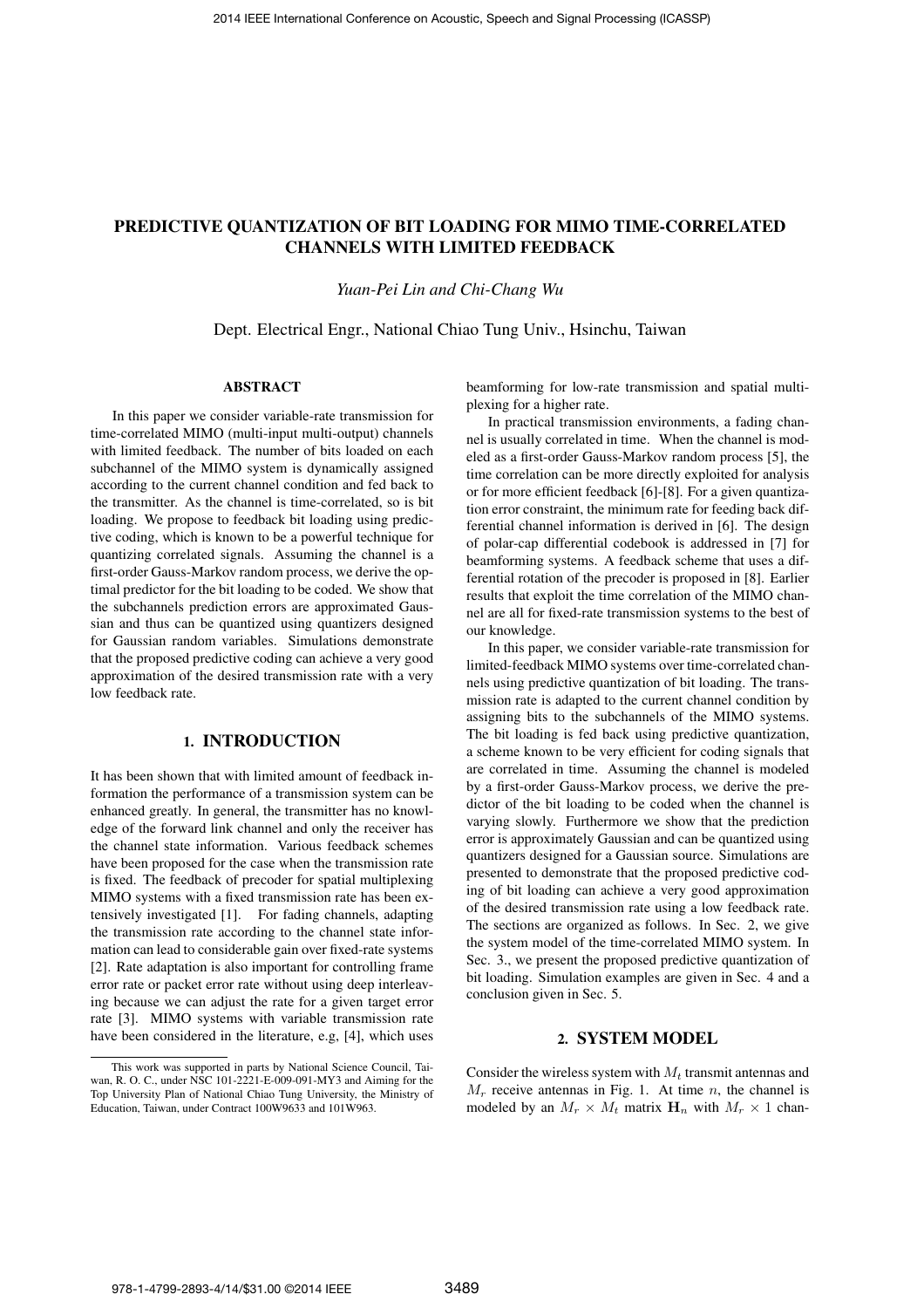# PREDICTIVE QUANTIZATION OF BIT LOADING FOR MIMO TIME-CORRELATED CHANNELS WITH LIMITED FEEDBACK

*Yuan-Pei Lin and Chi-Chang Wu*

Dept. Electrical Engr., National Chiao Tung Univ., Hsinchu, Taiwan

## ABSTRACT

In this paper we consider variable-rate transmission for time-correlated MIMO (multi-input multi-output) channels with limited feedback. The number of bits loaded on each subchannel of the MIMO system is dynamically assigned according to the current channel condition and fed back to the transmitter. As the channel is time-correlated, so is bit loading. We propose to feedback bit loading using predictive coding, which is known to be a powerful technique for quantizing correlated signals. Assuming the channel is a first-order Gauss-Markov random process, we derive the optimal predictor for the bit loading to be coded. We show that the subchannels prediction errors are approximated Gaussian and thus can be quantized using quantizers designed for Gaussian random variables. Simulations demonstrate that the proposed predictive coding can achieve a very good approximation of the desired transmission rate with a very low feedback rate.

## 1. INTRODUCTION

It has been shown that with limited amount of feedback information the performance of a transmission system can be enhanced greatly. In general, the transmitter has no knowledge of the forward link channel and only the receiver has the channel state information. Various feedback schemes have been proposed for the case when the transmission rate is fixed. The feedback of precoder for spatial multiplexing MIMO systems with a fixed transmission rate has been extensively investigated [1]. For fading channels, adapting the transmission rate according to the channel state information can lead to considerable gain over fixed-rate systems [2]. Rate adaptation is also important for controlling frame error rate or packet error rate without using deep interleaving because we can adjust the rate for a given target error rate [3]. MIMO systems with variable transmission rate have been considered in the literature, e.g, [4], which uses beamforming for low-rate transmission and spatial multiplexing for a higher rate.

In practical transmission environments, a fading channel is usually correlated in time. When the channel is modeled as a first-order Gauss-Markov random process [5], the time correlation can be more directly exploited for analysis or for more efficient feedback [6]-[8]. For a given quantization error constraint, the minimum rate for feeding back differential channel information is derived in [6]. The design of polar-cap differential codebook is addressed in [7] for beamforming systems. A feedback scheme that uses a differential rotation of the precoder is proposed in [8]. Earlier results that exploit the time correlation of the MIMO channel are all for fixed-rate transmission systems to the best of our knowledge.

In this paper, we consider variable-rate transmission for limited-feedback MIMO systems over time-correlated channels using predictive quantization of bit loading. The transmission rate is adapted to the current channel condition by assigning bits to the subchannels of the MIMO systems. The bit loading is fed back using predictive quantization, a scheme known to be very efficient for coding signals that are correlated in time. Assuming the channel is modeled by a first-order Gauss-Markov process, we derive the predictor of the bit loading to be coded when the channel is varying slowly. Furthermore we show that the prediction error is approximately Gaussian and can be quantized using quantizers designed for a Gaussian source. Simulations are presented to demonstrate that the proposed predictive coding of bit loading can achieve a very good approximation of the desired transmission rate using a low feedback rate. The sections are organized as follows. In Sec. 2, we give the system model of the time-correlated MIMO system. In Sec. 3., we present the proposed predictive quantization of bit loading. Simulation examples are given in Sec. 4 and a conclusion given in Sec. 5.

## 2. SYSTEM MODEL

Consider the wireless system with $M_t$ transmit antennas and $M_r$ receive antennas in Fig. 1. At time $n$, the channel is modeled by an $M_r \times M_t$ matrix $\mathbf{H}_n$ with $M_r \times 1$ chan-

This work was supported in parts by National Science Council, Taiwan, R. O. C., under NSC 101-2221-E-009-091-MY3 and Aiming for the Top University Plan of National Chiao Tung University, the Ministry of Education, Taiwan, under Contract 100W9633 and 101W963.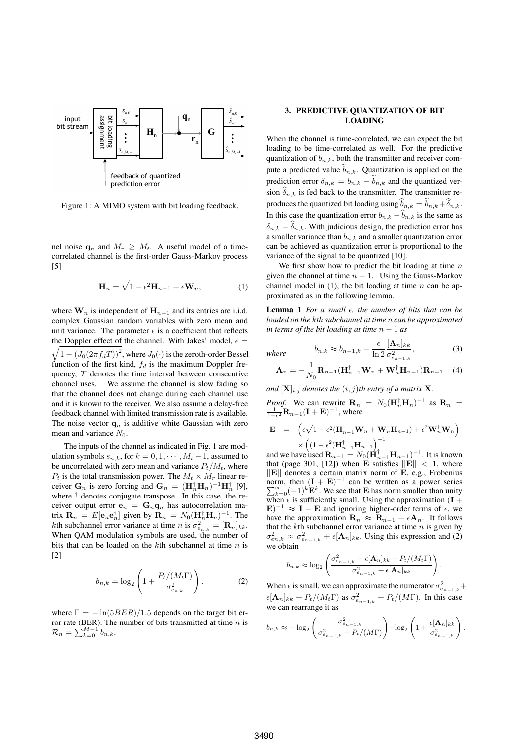Figure 1: A MIMO system with bit loading feedback.

nel noise $\mathbf{q}_n$ and $M_r \geq M_t$. A useful model of a time-correlated channel is the first-order Gauss-Markov process [5]

$$\mathbf{H}_n = \sqrt{1-\epsilon^2}\mathbf{H}_{n-1} + \epsilon \mathbf{W}_n, \tag{1}$$

where $\mathbf{W}_n$ is independent of $\mathbf{H}_{n-1}$ and its entries are i.i.d. complex Gaussian random variables with zero mean and unit variance. The parameter $\epsilon$ is a coefficient that reflects the Doppler effect of the channel. With Jakes' model, $\epsilon = \sqrt{1-(J_0(2\pi f_d T))^2}$, where $J_0(\cdot)$ is the zeroth-order Bessel function of the first kind, $f_d$ is the maximum Doppler frequency, $T$ denotes the time interval between consecutive channel uses. We assume the channel is slow fading so that the channel does not change during each channel use and it is known to the receiver. We also assume a delay-free feedback channel with limited transmission rate is available. The noise vector $\mathbf{q}_n$ is additive white Gaussian with zero mean and variance $N_0$.

The inputs of the channel as indicated in Fig. 1 are modulation symbols $s_{n,k}$, for $k = 0, 1, \cdots, M_t - 1$, assumed to be uncorrelated with zero mean and variance $P_t/M_t$, where $P_t$ is the total transmission power. The $M_t \times M_r$ linear receiver $\mathbf{G}_n$ is zero forcing and $\mathbf{G}_n = (\mathbf{H}_n^\dagger \mathbf{H}_n)^{-1}\mathbf{H}_n^\dagger$ [9], where $^\dagger$ denotes conjugate transpose. In this case, the receiver output error $\mathbf{e}_n = \mathbf{G}_n \mathbf{q}_n$ has autocorrelation matrix $\mathbf{R}_n = E[\mathbf{e}_n \mathbf{e}_n^\dagger]$ given by $\mathbf{R}_n = N_0(\mathbf{H}_n^\dagger \mathbf{H}_n)^{-1}$. The $k$th subchannel error variance at time $n$ is $\sigma^2_{e_{n,k}} = [\mathbf{R}_n]_{kk}$. When QAM modulation symbols are used, the number of bits that can be loaded on the $k$th subchannel at time $n$ is [2]

$$b_{n,k} = \log_2\left(1 + \frac{P_t/(M_t\Gamma)}{\sigma^2_{e_{n,k}}}\right), \tag{2}$$

where $\Gamma = -\ln(5BER)/1.5$ depends on the target bit error rate (BER). The number of bits transmitted at time $n$ is $\mathcal{R}_n = \sum_{k=0}^{M-1} b_{n,k}$.

## 3. PREDICTIVE QUANTIZATION OF BIT LOADING

When the channel is time-correlated, we can expect the bit loading to be time-correlated as well. For the predictive quantization of $b_{n,k}$, both the transmitter and receiver compute a predicted value $\widetilde{b}_{n,k}$. Quantization is applied on the prediction error $\delta_{n,k} = b_{n,k} - \widetilde{b}_{n,k}$ and the quantized version $\widehat{\delta}_{n,k}$ is fed back to the transmitter. The transmitter reproduces the quantized bit loading using $\widehat{b}_{n,k} = \widetilde{b}_{n,k} + \widehat{\delta}_{n,k}$. In this case the quantization error $b_{n,k} - \widehat{b}_{n,k}$ is the same as $\delta_{n,k} - \widehat{\delta}_{n,k}$. With judicious design, the prediction error has a smaller variance than $b_{n,k}$ and a smaller quantization error can be achieved as quantization error is proportional to the variance of the signal to be quantized [10].

We first show how to predict the bit loading at time $n$ given the channel at time $n-1$. Using the Gauss-Markov channel model in (1), the bit loading at time $n$ can be approximated as in the following lemma.

**Lemma 1** *For a small $\epsilon$, the number of bits that can be loaded on the $k$th subchannel at time $n$ can be approximated in terms of the bit loading at time $n-1$ as*

$$b_{n,k} \approx b_{n-1,k} - \frac{\epsilon}{\ln 2}\frac{[\mathbf{A}_n]_{kk}}{\sigma^2_{e_{n-1,k}}}, \tag{3}$$

*where*

$$\mathbf{A}_n = -\frac{1}{N_0}\mathbf{R}_{n-1}(\mathbf{H}_{n-1}^\dagger \mathbf{W}_n + \mathbf{W}_n^\dagger \mathbf{H}_{n-1})\mathbf{R}_{n-1} \tag{4}$$

*and $[\mathbf{X}]_{i,j}$ denotes the $(i,j)$th entry of a matrix $\mathbf{X}$.*

*Proof.* We can rewrite $\mathbf{R}_n = N_0(\mathbf{H}_n^\dagger \mathbf{H}_n)^{-1}$ as $\mathbf{R}_n = \frac{1}{1-\epsilon^2}\mathbf{R}_{n-1}(\mathbf{I}+\mathbf{E})^{-1}$, where

$$\begin{aligned}\mathbf{E} &= \left(\epsilon\sqrt{1-\epsilon^2}(\mathbf{H}_{n-1}^\dagger \mathbf{W}_n + \mathbf{W}_n^\dagger \mathbf{H}_{n-1}) + \epsilon^2 \mathbf{W}_n^\dagger \mathbf{W}_n\right) \\ &\quad \times \left((1-\epsilon^2)\mathbf{H}_{n-1}^\dagger \mathbf{H}_{n-1}\right)^{-1}\end{aligned}$$

and we have used $\mathbf{R}_{n-1} = N_0(\mathbf{H}_{n-1}^\dagger \mathbf{H}_{n-1})^{-1}$. It is known that (page 301, [12]) when $\mathbf{E}$ satisfies $||\mathbf{E}|| < 1$, where $||\mathbf{E}||$ denotes a certain matrix norm of $\mathbf{E}$, e.g., Frobenius norm, then $(\mathbf{I}+\mathbf{E})^{-1}$ can be written as a power series $\sum_{k=0}^{\infty}(-1)^k \mathbf{E}^k$. We see that $\mathbf{E}$ has norm smaller than unity when $\epsilon$ is sufficiently small. Using the approximation $(\mathbf{I}+\mathbf{E})^{-1} \approx \mathbf{I} - \mathbf{E}$ and ignoring higher-order terms of $\epsilon$, we have the approximation $\mathbf{R}_n \approx \mathbf{R}_{n-1} + \epsilon \mathbf{A}_n$. It follows that the $k$th subchannel error variance at time $n$ is given by $\sigma^2_{en,k} \approx \sigma^2_{e_{n-1,k}} + \epsilon[\mathbf{A}_n]_{kk}$. Using this expression and (2) we obtain

$$b_{n,k} \approx \log_2\left(\frac{\sigma^2_{e_{n-1,k}} + \epsilon[\mathbf{A}_n]_{kk} + P_t/(M_t\Gamma)}{\sigma^2_{e_{n-1,k}} + \epsilon[\mathbf{A}_n]_{kk}}\right).$$

When $\epsilon$ is small, we can approximate the numerator $\sigma^2_{e_{n-1,k}} + \epsilon[\mathbf{A}_n]_{kk} + P_t/(M_t\Gamma)$ as $\sigma^2_{e_{n-1,k}} + P_t/(M\Gamma)$. In this case we can rearrange it as

$$b_{n,k} \approx -\log_2\left(\frac{\sigma^2_{e_{n-1,k}}}{\sigma^2_{e_{n-1,k}} + P_t/(M\Gamma)}\right) - \log_2\left(1 + \frac{\epsilon[\mathbf{A}_n]_{kk}}{\sigma^2_{e_{n-1,k}}}\right).$$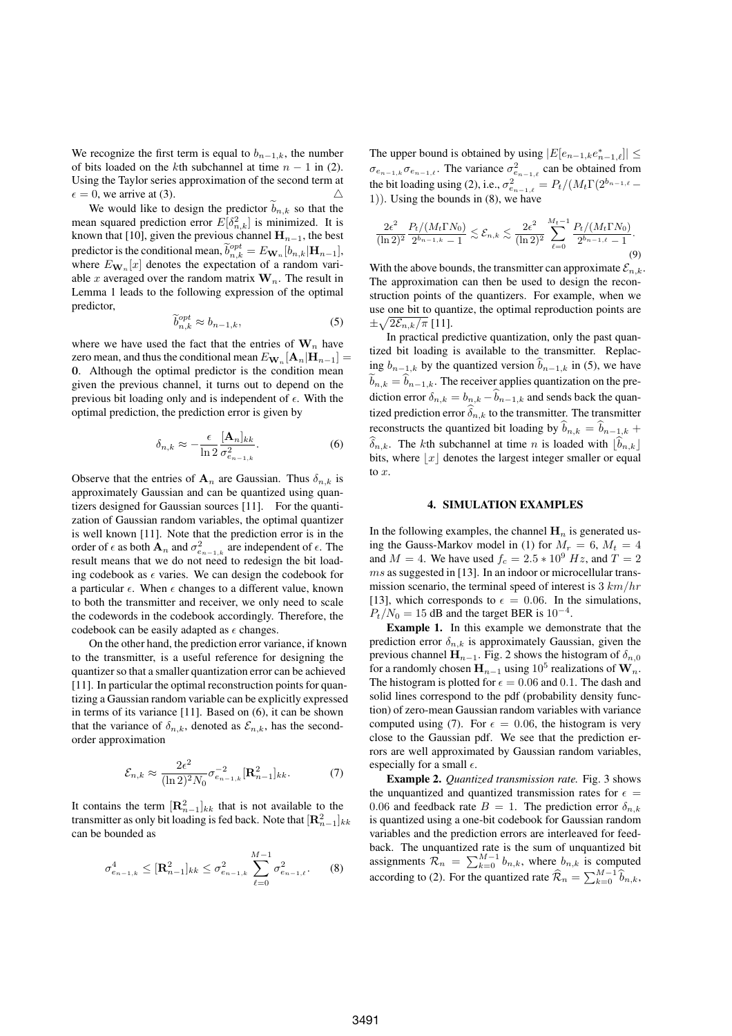We recognize the first term is equal to $b_{n-1,k}$, the number of bits loaded on the $k$th subchannel at time $n-1$ in (2). Using the Taylor series approximation of the second term at $\epsilon = 0$, we arrive at (3). $\triangle$

We would like to design the predictor $\widetilde{b}_{n,k}$ so that the mean squared prediction error $E[\delta_{n,k}^2]$ is minimized. It is known that [10], given the previous channel $\mathbf{H}_{n-1}$, the best predictor is the conditional mean, $\widetilde{b}_{n,k}^{opt} = E_{\mathbf{W}_n}[b_{n,k}|\mathbf{H}_{n-1}]$, where $E_{\mathbf{W}_n}[x]$ denotes the expectation of a random variable $x$ averaged over the random matrix $\mathbf{W}_n$. The result in Lemma 1 leads to the following expression of the optimal predictor,

$$\widetilde{b}_{n,k}^{opt} \approx b_{n-1,k}, \tag{5}$$

where we have used the fact that the entries of $\mathbf{W}_n$ have zero mean, and thus the conditional mean $E_{\mathbf{W}_n}[\mathbf{A}_n|\mathbf{H}_{n-1}] = \mathbf{0}$. Although the optimal predictor is the condition mean given the previous channel, it turns out to depend on the previous bit loading only and is independent of $\epsilon$. With the optimal prediction, the prediction error is given by

$$\delta_{n,k} \approx -\frac{\epsilon}{\ln 2}\frac{[\mathbf{A}_n]_{kk}}{\sigma_{e_{n-1,k}}^2}. \tag{6}$$

Observe that the entries of $\mathbf{A}_n$ are Gaussian. Thus $\delta_{n,k}$ is approximately Gaussian and can be quantized using quantizers designed for Gaussian sources [11]. For the quantization of Gaussian random variables, the optimal quantizer is well known [11]. Note that the prediction error is in the order of $\epsilon$ as both $\mathbf{A}_n$ and $\sigma_{e_{n-1,k}}^2$ are independent of $\epsilon$. The result means that we do not need to redesign the bit loading codebook as $\epsilon$ varies. We can design the codebook for a particular $\epsilon$. When $\epsilon$ changes to a different value, known to both the transmitter and receiver, we only need to scale the codewords in the codebook accordingly. Therefore, the codebook can be easily adapted as $\epsilon$ changes.

On the other hand, the prediction error variance, if known to the transmitter, is a useful reference for designing the quantizer so that a smaller quantization error can be achieved [11]. In particular the optimal reconstruction points for quantizing a Gaussian random variable can be explicitly expressed in terms of its variance [11]. Based on (6), it can be shown that the variance of $\delta_{n,k}$, denoted as $\mathcal{E}_{n,k}$, has the second-order approximation

$$\mathcal{E}_{n,k} \approx \frac{2\epsilon^2}{(\ln 2)^2 N_0}\sigma_{e_{n-1,k}}^{-2}[\mathbf{R}_{n-1}^2]_{kk}. \tag{7}$$

It contains the term $[\mathbf{R}_{n-1}^2]_{kk}$ that is not available to the transmitter as only bit loading is fed back. Note that $[\mathbf{R}_{n-1}^2]_{kk}$ can be bounded as

$$\sigma_{e_{n-1,k}}^4 \le [\mathbf{R}_{n-1}^2]_{kk} \le \sigma_{e_{n-1,k}}^2 \sum_{\ell=0}^{M-1}\sigma_{e_{n-1,\ell}}^2. \tag{8}$$

The upper bound is obtained by using $|E[e_{n-1,k}e_{n-1,\ell}^*]| \le \sigma_{e_{n-1,k}}\sigma_{e_{n-1,\ell}}$. The variance $\sigma_{e_{n-1,\ell}}^2$ can be obtained from the bit loading using (2), i.e., $\sigma_{e_{n-1,\ell}}^2 = P_t/(M_t\Gamma(2^{b_{n-1,\ell}}-1))$. Using the bounds in (8), we have

$$\frac{2\epsilon^2}{(\ln 2)^2}\frac{P_t/(M_t\Gamma N_0)}{2^{b_{n-1,k}}-1} \lesssim \mathcal{E}_{n,k} \lesssim \frac{2\epsilon^2}{(\ln 2)^2}\sum_{\ell=0}^{M_t-1}\frac{P_t/(M_t\Gamma N_0)}{2^{b_{n-1,\ell}}-1}. \tag{9}$$

With the above bounds, the transmitter can approximate $\mathcal{E}_{n,k}$. The approximation can then be used to design the reconstruction points of the quantizers. For example, when we use one bit to quantize, the optimal reproduction points are $\pm\sqrt{2\mathcal{E}_{n,k}/\pi}$ [11].

In practical predictive quantization, only the past quantized bit loading is available to the transmitter. Replacing $b_{n-1,k}$ by the quantized version $\widehat{b}_{n-1,k}$ in (5), we have $\widetilde{b}_{n,k} = \widehat{b}_{n-1,k}$. The receiver applies quantization on the prediction error $\delta_{n,k} = b_{n,k} - \widehat{b}_{n-1,k}$ and sends back the quantized prediction error $\widehat{\delta}_{n,k}$ to the transmitter. The transmitter reconstructs the quantized bit loading by $\widehat{b}_{n,k} = \widehat{b}_{n-1,k} + \widehat{\delta}_{n,k}$. The $k$th subchannel at time $n$ is loaded with $\lfloor \widehat{b}_{n,k} \rfloor$ bits, where $\lfloor x \rfloor$ denotes the largest integer smaller or equal to $x$.

## 4. SIMULATION EXAMPLES

In the following examples, the channel $\mathbf{H}_n$ is generated using the Gauss-Markov model in (1) for $M_r = 6$, $M_t = 4$ and $M = 4$. We have used $f_c = 2.5 * 10^9$ $Hz$, and $T = 2$ $ms$ as suggested in [13]. In an indoor or microcellular transmission scenario, the terminal speed of interest is 3 $km/hr$ [13], which corresponds to $\epsilon = 0.06$. In the simulations, $P_t/N_0 = 15$ dB and the target BER is $10^{-4}$.

**Example 1.** In this example we demonstrate that the prediction error $\delta_{n,k}$ is approximately Gaussian, given the previous channel $\mathbf{H}_{n-1}$. Fig. 2 shows the histogram of $\delta_{n,0}$ for a randomly chosen $\mathbf{H}_{n-1}$ using $10^5$ realizations of $\mathbf{W}_n$. The histogram is plotted for $\epsilon = 0.06$ and $0.1$. The dash and solid lines correspond to the pdf (probability density function) of zero-mean Gaussian random variables with variance computed using (7). For $\epsilon = 0.06$, the histogram is very close to the Gaussian pdf. We see that the prediction errors are well approximated by Gaussian random variables, especially for a small $\epsilon$.

**Example 2.** *Quantized transmission rate.* Fig. 3 shows the unquantized and quantized transmission rates for $\epsilon = 0.06$ and feedback rate $B = 1$. The prediction error $\delta_{n,k}$ is quantized using a one-bit codebook for Gaussian random variables and the prediction errors are interleaved for feedback. The unquantized rate is the sum of unquantized bit assignments $\mathcal{R}_n = \sum_{k=0}^{M-1} b_{n,k}$, where $b_{n,k}$ is computed according to (2). For the quantized rate $\widehat{\mathcal{R}}_n = \sum_{k=0}^{M-1}\widehat{b}_{n,k}$,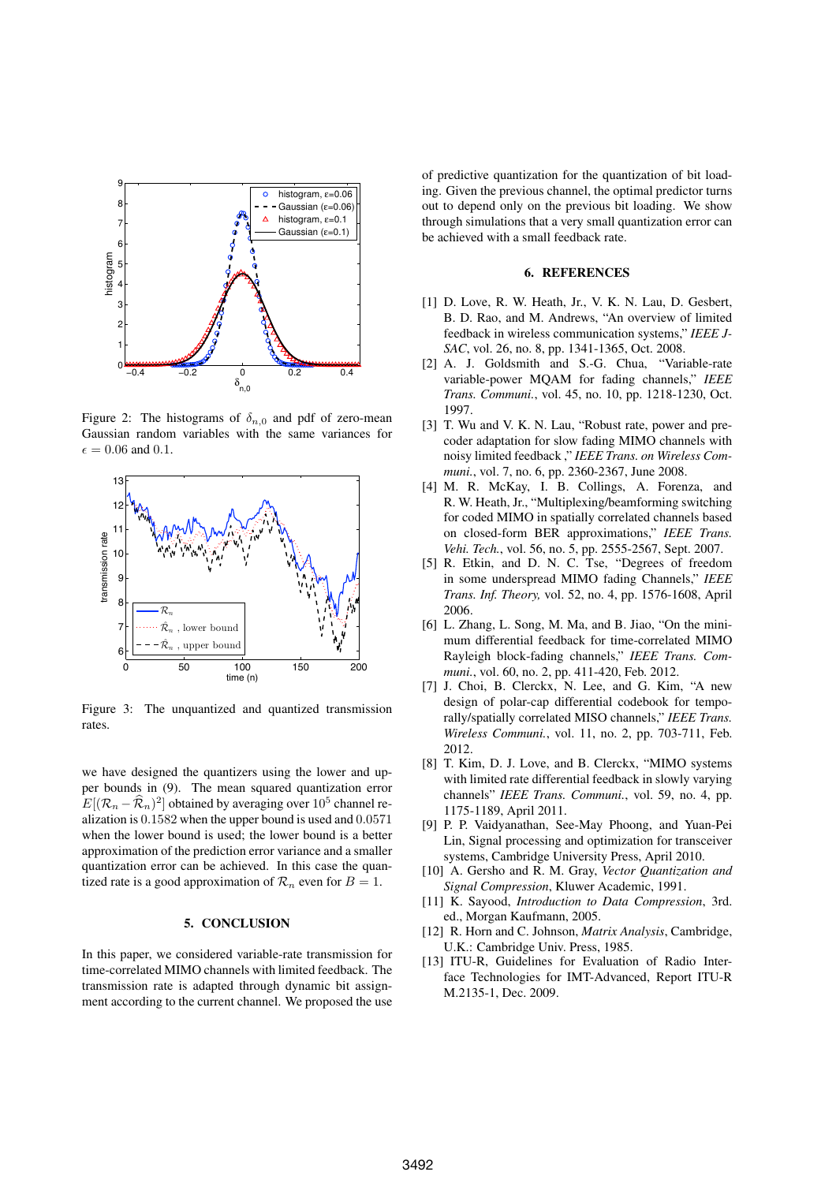9
8
7
6
5
4
3
2
1
0

histogram

−0.4 −0.2 0 0.2 0.4

$\delta_{n,0}$

histogram, ε=0.06
Gaussian (ε=0.06)
histogram, ε=0.1
Gaussian (ε=0.1)

Figure 2: The histograms of $\delta_{n,0}$ and pdf of zero-mean Gaussian random variables with the same variances for $\epsilon = 0.06$ and $0.1$.

13
12
11
10
9
8
7
6

transmission rate

0 50 100 150 200

time (n)

$\mathcal{R}_n$
$\widehat{\mathcal{R}}_n$ , lower bound
$\widehat{\mathcal{R}}_n$ , upper bound

Figure 3: The unquantized and quantized transmission rates.

we have designed the quantizers using the lower and upper bounds in (9). The mean squared quantization error $E[(\mathcal{R}_n - \widehat{\mathcal{R}}_n)^2]$ obtained by averaging over $10^5$ channel realization is $0.1582$ when the upper bound is used and $0.0571$ when the lower bound is used; the lower bound is a better approximation of the prediction error variance and a smaller quantization error can be achieved. In this case the quantized rate is a good approximation of $\mathcal{R}_n$ even for $B = 1$.

## 5. CONCLUSION

In this paper, we considered variable-rate transmission for time-correlated MIMO channels with limited feedback. The transmission rate is adapted through dynamic bit assignment according to the current channel. We proposed the use of predictive quantization for the quantization of bit loading. Given the previous channel, the optimal predictor turns out to depend only on the previous bit loading. We show through simulations that a very small quantization error can be achieved with a small feedback rate.

## 6. REFERENCES

[1] D. Love, R. W. Heath, Jr., V. K. N. Lau, D. Gesbert, B. D. Rao, and M. Andrews, "An overview of limited feedback in wireless communication systems," *IEEE J-SAC*, vol. 26, no. 8, pp. 1341-1365, Oct. 2008.

[2] A. J. Goldsmith and S.-G. Chua, "Variable-rate variable-power MQAM for fading channels," *IEEE Trans. Communi.*, vol. 45, no. 10, pp. 1218-1230, Oct. 1997.

[3] T. Wu and V. K. N. Lau, "Robust rate, power and precoder adaptation for slow fading MIMO channels with noisy limited feedback ," *IEEE Trans. on Wireless Communi.*, vol. 7, no. 6, pp. 2360-2367, June 2008.

[4] M. R. McKay, I. B. Collings, A. Forenza, and R. W. Heath, Jr., "Multiplexing/beamforming switching for coded MIMO in spatially correlated channels based on closed-form BER approximations," *IEEE Trans. Vehi. Tech.*, vol. 56, no. 5, pp. 2555-2567, Sept. 2007.

[5] R. Etkin, and D. N. C. Tse, "Degrees of freedom in some underspread MIMO fading channels," *IEEE Trans. Inf. Theory,* vol. 52, no. 4, pp. 1576-1608, April 2006.

[6] L. Zhang, L. Song, M. Ma, and B. Jiao, "On the minimum differential feedback for time-correlated MIMO Rayleigh block-fading channels," *IEEE Trans. Communi.*, vol. 60, no. 2, pp. 411-420, Feb. 2012.

[7] J. Choi, B. Clerckx, N. Lee, and G. Kim, "A new design of polar-cap differential codebook for temporally/spatially correlated MISO channels," *IEEE Trans. Wireless Communi.*, vol. 11, no. 2, pp. 703-711, Feb. 2012.

[8] T. Kim, D. J. Love, and B. Clerckx, "MIMO systems with limited rate differential feedback in slowly varying channels" *IEEE Trans. Communi.*, vol. 59, no. 4, pp. 1175-1189, April 2011.

[9] P. P. Vaidyanathan, See-May Phoong, and Yuan-Pei Lin, Signal processing and optimization for transceiver systems, Cambridge University Press, April 2010.

[10] A. Gersho and R. M. Gray, *Vector Quantization and Signal Compression*, Kluwer Academic, 1991.

[11] K. Sayood, *Introduction to Data Compression*, 3rd. ed., Morgan Kaufmann, 2005.

[12] R. Horn and C. Johnson, *Matrix Analysis*, Cambridge, U.K.: Cambridge Univ. Press, 1985.

[13] ITU-R, Guidelines for Evaluation of Radio Interface Technologies for IMT-Advanced, Report ITU-R M.2135-1, Dec. 2009.